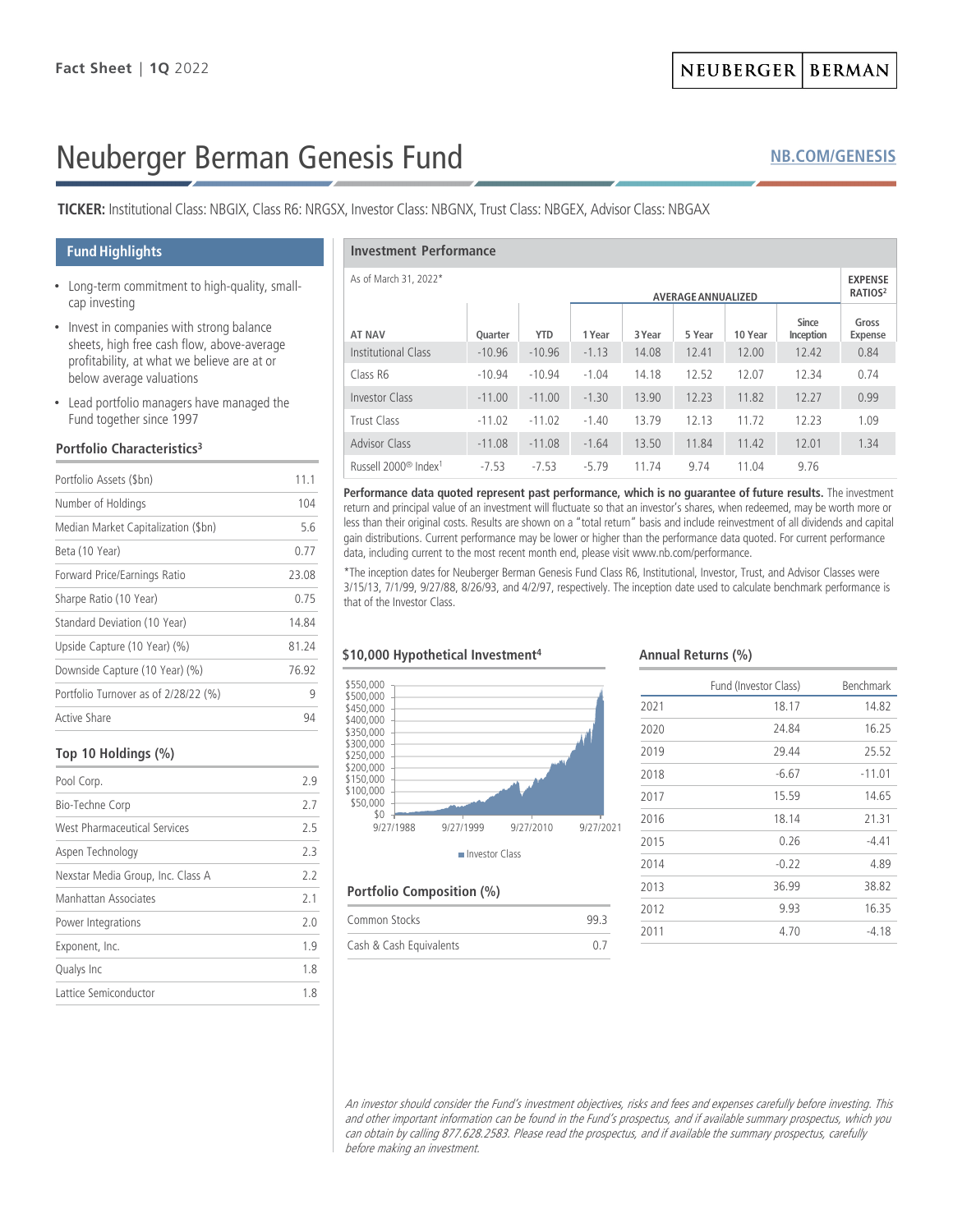Fact Sheet | 1Q 2022

NEUBERGER | BERMAN

# Neuberger Berman Genesis Fund

NB.COM/GENESIS

**TICKER:** Institutional Class: NBGIX, Class R6: NRGSX, Investor Class: NBGNX, Trust Class: NBGEX, Advisor Class: NBGAX

## Fund Highlights

- Long-term commitment to high-quality, small-cap investing
- Invest in companies with strong balance sheets, high free cash flow, above-average profitability, at what we believe are at or below average valuations
- Lead portfolio managers have managed the Fund together since 1997

### Portfolio Characteristics[3]

| | |
|---|---|
| Portfolio Assets ($bn) | 11.1 |
| Number of Holdings | 104 |
| Median Market Capitalization ($bn) | 5.6 |
| Beta (10 Year) | 0.77 |
| Forward Price/Earnings Ratio | 23.08 |
| Sharpe Ratio (10 Year) | 0.75 |
| Standard Deviation (10 Year) | 14.84 |
| Upside Capture (10 Year) (%) | 81.24 |
| Downside Capture (10 Year) (%) | 76.92 |
| Portfolio Turnover as of 2/28/22 (%) | 9 |
| Active Share | 94 |

### Top 10 Holdings (%)

| | |
|---|---|
| Pool Corp. | 2.9 |
| Bio-Techne Corp | 2.7 |
| West Pharmaceutical Services | 2.5 |
| Aspen Technology | 2.3 |
| Nexstar Media Group, Inc. Class A | 2.2 |
| Manhattan Associates | 2.1 |
| Power Integrations | 2.0 |
| Exponent, Inc. | 1.9 |
| Qualys Inc | 1.8 |
| Lattice Semiconductor | 1.8 |

## Investment Performance

As of March 31, 2022*

| | | | AVERAGE ANNUALIZED | | | | | EXPENSE RATIOS[2] |
|---|---|---|---|---|---|---|---|---|
| AT NAV | Quarter | YTD | 1 Year | 3 Year | 5 Year | 10 Year | Since Inception | Gross Expense |
| Institutional Class | -10.96 | -10.96 | -1.13 | 14.08 | 12.41 | 12.00 | 12.42 | 0.84 |
| Class R6 | -10.94 | -10.94 | -1.04 | 14.18 | 12.52 | 12.07 | 12.34 | 0.74 |
| Investor Class | -11.00 | -11.00 | -1.30 | 13.90 | 12.23 | 11.82 | 12.27 | 0.99 |
| Trust Class | -11.02 | -11.02 | -1.40 | 13.79 | 12.13 | 11.72 | 12.23 | 1.09 |
| Advisor Class | -11.08 | -11.08 | -1.64 | 13.50 | 11.84 | 11.42 | 12.01 | 1.34 |
| Russell 2000® Index[1] | -7.53 | -7.53 | -5.79 | 11.74 | 9.74 | 11.04 | 9.76 | |

**Performance data quoted represent past performance, which is no guarantee of future results.** The investment return and principal value of an investment will fluctuate so that an investor's shares, when redeemed, may be worth more or less than their original costs. Results are shown on a "total return" basis and include reinvestment of all dividends and capital gain distributions. Current performance may be lower or higher than the performance data quoted. For current performance data, including current to the most recent month end, please visit www.nb.com/performance.

*The inception dates for Neuberger Berman Genesis Fund Class R6, Institutional, Investor, Trust, and Advisor Classes were 3/15/13, 7/1/99, 9/27/88, 8/26/93, and 4/2/97, respectively. The inception date used to calculate benchmark performance is that of the Investor Class.

### $10,000 Hypothetical Investment[4]

$550,000 | $500,000 | $450,000 | $400,000 | $350,000 | $300,000 | $250,000 | $200,000 | $150,000 | $100,000 | $50,000 | $0

9/27/1988 | 9/27/1999 | 9/27/2010 | 9/27/2021

Investor Class

### Portfolio Composition (%)

| | |
|---|---|
| Common Stocks | 99.3 |
| Cash & Cash Equivalents | 0.7 |

### Annual Returns (%)

| | Fund (Investor Class) | Benchmark |
|---|---|---|
| 2021 | 18.17 | 14.82 |
| 2020 | 24.84 | 16.25 |
| 2019 | 29.44 | 25.52 |
| 2018 | -6.67 | -11.01 |
| 2017 | 15.59 | 14.65 |
| 2016 | 18.14 | 21.31 |
| 2015 | 0.26 | -4.41 |
| 2014 | -0.22 | 4.89 |
| 2013 | 36.99 | 38.82 |
| 2012 | 9.93 | 16.35 |
| 2011 | 4.70 | -4.18 |

*An investor should consider the Fund's investment objectives, risks and fees and expenses carefully before investing. This and other important information can be found in the Fund's prospectus, and if available summary prospectus, which you can obtain by calling 877.628.2583. Please read the prospectus, and if available the summary prospectus, carefully before making an investment.*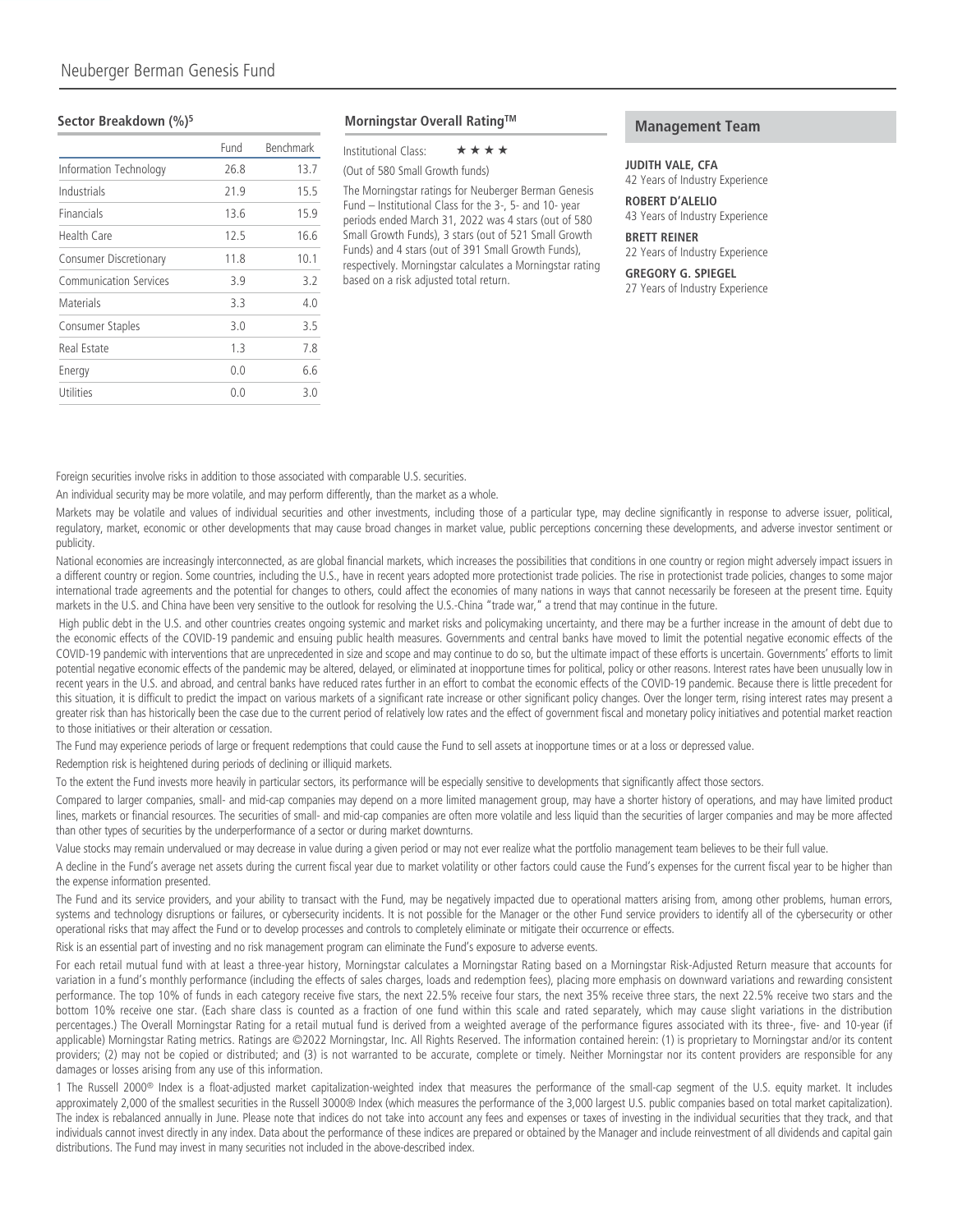## Sector Breakdown (%)[5]

| | Fund | Benchmark |
|---|---|---|
| Information Technology | 26.8 | 13.7 |
| Industrials | 21.9 | 15.5 |
| Financials | 13.6 | 15.9 |
| Health Care | 12.5 | 16.6 |
| Consumer Discretionary | 11.8 | 10.1 |
| Communication Services | 3.9 | 3.2 |
| Materials | 3.3 | 4.0 |
| Consumer Staples | 3.0 | 3.5 |
| Real Estate | 1.3 | 7.8 |
| Energy | 0.0 | 6.6 |
| Utilities | 0.0 | 3.0 |

## Morningstar Overall Rating™

Institutional Class: ★★★★

(Out of 580 Small Growth funds)

The Morningstar ratings for Neuberger Berman Genesis Fund – Institutional Class for the 3-, 5- and 10- year periods ended March 31, 2022 was 4 stars (out of 580 Small Growth Funds), 3 stars (out of 521 Small Growth Funds) and 4 stars (out of 391 Small Growth Funds), respectively. Morningstar calculates a Morningstar rating based on a risk adjusted total return.

## Management Team

**JUDITH VALE, CFA**
42 Years of Industry Experience

**ROBERT D'ALELIO**
43 Years of Industry Experience

**BRETT REINER**
22 Years of Industry Experience

**GREGORY G. SPIEGEL**
27 Years of Industry Experience

Foreign securities involve risks in addition to those associated with comparable U.S. securities.

An individual security may be more volatile, and may perform differently, than the market as a whole.

Markets may be volatile and values of individual securities and other investments, including those of a particular type, may decline significantly in response to adverse issuer, political, regulatory, market, economic or other developments that may cause broad changes in market value, public perceptions concerning these developments, and adverse investor sentiment or publicity.

National economies are increasingly interconnected, as are global financial markets, which increases the possibilities that conditions in one country or region might adversely impact issuers in a different country or region. Some countries, including the U.S., have in recent years adopted more protectionist trade policies. The rise in protectionist trade policies, changes to some major international trade agreements and the potential for changes to others, could affect the economies of many nations in ways that cannot necessarily be foreseen at the present time. Equity markets in the U.S. and China have been very sensitive to the outlook for resolving the U.S.-China "trade war," a trend that may continue in the future.

High public debt in the U.S. and other countries creates ongoing systemic and market risks and policymaking uncertainty, and there may be a further increase in the amount of debt due to the economic effects of the COVID-19 pandemic and ensuing public health measures. Governments and central banks have moved to limit the potential negative economic effects of the COVID-19 pandemic with interventions that are unprecedented in size and scope and may continue to do so, but the ultimate impact of these efforts is uncertain. Governments' efforts to limit potential negative economic effects of the pandemic may be altered, delayed, or eliminated at inopportune times for political, policy or other reasons. Interest rates have been unusually low in recent years in the U.S. and abroad, and central banks have reduced rates further in an effort to combat the economic effects of the COVID-19 pandemic. Because there is little precedent for this situation, it is difficult to predict the impact on various markets of a significant rate increase or other significant policy changes. Over the longer term, rising interest rates may present a greater risk than has historically been the case due to the current period of relatively low rates and the effect of government fiscal and monetary policy initiatives and potential market reaction to those initiatives or their alteration or cessation.

The Fund may experience periods of large or frequent redemptions that could cause the Fund to sell assets at inopportune times or at a loss or depressed value.

Redemption risk is heightened during periods of declining or illiquid markets.

To the extent the Fund invests more heavily in particular sectors, its performance will be especially sensitive to developments that significantly affect those sectors.

Compared to larger companies, small- and mid-cap companies may depend on a more limited management group, may have a shorter history of operations, and may have limited product lines, markets or financial resources. The securities of small- and mid-cap companies are often more volatile and less liquid than the securities of larger companies and may be more affected than other types of securities by the underperformance of a sector or during market downturns.

Value stocks may remain undervalued or may decrease in value during a given period or may not ever realize what the portfolio management team believes to be their full value.

A decline in the Fund's average net assets during the current fiscal year due to market volatility or other factors could cause the Fund's expenses for the current fiscal year to be higher than the expense information presented.

The Fund and its service providers, and your ability to transact with the Fund, may be negatively impacted due to operational matters arising from, among other problems, human errors, systems and technology disruptions or failures, or cybersecurity incidents. It is not possible for the Manager or the other Fund service providers to identify all of the cybersecurity or other operational risks that may affect the Fund or to develop processes and controls to completely eliminate or mitigate their occurrence or effects.

Risk is an essential part of investing and no risk management program can eliminate the Fund's exposure to adverse events.

For each retail mutual fund with at least a three-year history, Morningstar calculates a Morningstar Rating based on a Morningstar Risk-Adjusted Return measure that accounts for variation in a fund's monthly performance (including the effects of sales charges, loads and redemption fees), placing more emphasis on downward variations and rewarding consistent performance. The top 10% of funds in each category receive five stars, the next 22.5% receive four stars, the next 35% receive three stars, the next 22.5% receive two stars and the bottom 10% receive one star. (Each share class is counted as a fraction of one fund within this scale and rated separately, which may cause slight variations in the distribution percentages.) The Overall Morningstar Rating for a retail mutual fund is derived from a weighted average of the performance figures associated with its three-, five- and 10-year (if applicable) Morningstar Rating metrics. Ratings are ©2022 Morningstar, Inc. All Rights Reserved. The information contained herein: (1) is proprietary to Morningstar and/or its content providers; (2) may not be copied or distributed; and (3) is not warranted to be accurate, complete or timely. Neither Morningstar nor its content providers are responsible for any damages or losses arising from any use of this information.

1 The Russell 2000® Index is a float-adjusted market capitalization-weighted index that measures the performance of the small-cap segment of the U.S. equity market. It includes approximately 2,000 of the smallest securities in the Russell 3000® Index (which measures the performance of the 3,000 largest U.S. public companies based on total market capitalization). The index is rebalanced annually in June. Please note that indices do not take into account any fees and expenses or taxes of investing in the individual securities that they track, and that individuals cannot invest directly in any index. Data about the performance of these indices are prepared or obtained by the Manager and include reinvestment of all dividends and capital gain distributions. The Fund may invest in many securities not included in the above-described index.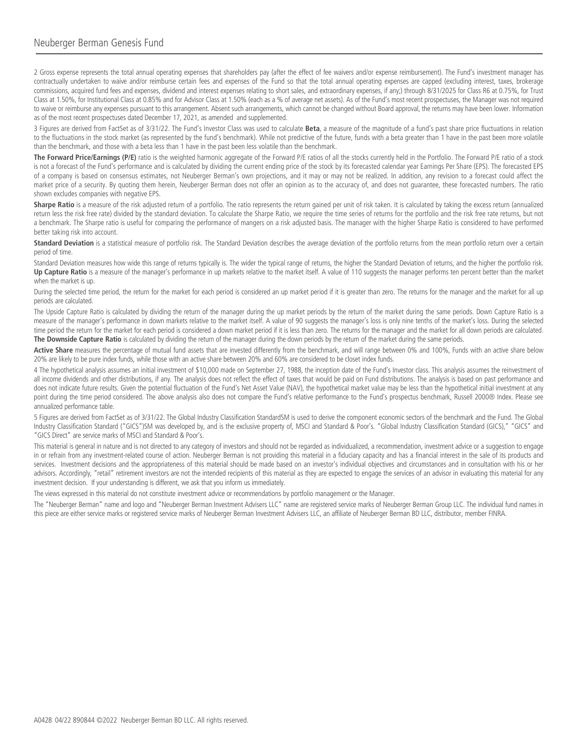2 Gross expense represents the total annual operating expenses that shareholders pay (after the effect of fee waivers and/or expense reimbursement). The Fund's investment manager has contractually undertaken to waive and/or reimburse certain fees and expenses of the Fund so that the total annual operating expenses are capped (excluding interest, taxes, brokerage commissions, acquired fund fees and expenses, dividend and interest expenses relating to short sales, and extraordinary expenses, if any;) through 8/31/2025 for Class R6 at 0.75%, for Trust Class at 1.50%, for Institutional Class at 0.85% and for Advisor Class at 1.50% (each as a % of average net assets). As of the Fund's most recent prospectuses, the Manager was not required to waive or reimburse any expenses pursuant to this arrangement. Absent such arrangements, which cannot be changed without Board approval, the returns may have been lower. Information as of the most recent prospectuses dated December 17, 2021, as amended and supplemented.

3 Figures are derived from FactSet as of 3/31/22. The Fund's Investor Class was used to calculate **Beta**, a measure of the magnitude of a fund's past share price fluctuations in relation to the fluctuations in the stock market (as represented by the fund's benchmark). While not predictive of the future, funds with a beta greater than 1 have in the past been more volatile than the benchmark, and those with a beta less than 1 have in the past been less volatile than the benchmark.

**The Forward Price/Earnings (P/E)** ratio is the weighted harmonic aggregate of the Forward P/E ratios of all the stocks currently held in the Portfolio. The Forward P/E ratio of a stock is not a forecast of the Fund's performance and is calculated by dividing the current ending price of the stock by its forecasted calendar year Earnings Per Share (EPS). The forecasted EPS of a company is based on consensus estimates, not Neuberger Berman's own projections, and it may or may not be realized. In addition, any revision to a forecast could affect the market price of a security. By quoting them herein, Neuberger Berman does not offer an opinion as to the accuracy of, and does not guarantee, these forecasted numbers. The ratio shown excludes companies with negative EPS.

**Sharpe Ratio** is a measure of the risk adjusted return of a portfolio. The ratio represents the return gained per unit of risk taken. It is calculated by taking the excess return (annualized return less the risk free rate) divided by the standard deviation. To calculate the Sharpe Ratio, we require the time series of returns for the portfolio and the risk free rate returns, but not a benchmark. The Sharpe ratio is useful for comparing the performance of mangers on a risk adjusted basis. The manager with the higher Sharpe Ratio is considered to have performed better taking risk into account.

**Standard Deviation** is a statistical measure of portfolio risk. The Standard Deviation describes the average deviation of the portfolio returns from the mean portfolio return over a certain period of time.

Standard Deviation measures how wide this range of returns typically is. The wider the typical range of returns, the higher the Standard Deviation of returns, and the higher the portfolio risk. **Up Capture Ratio** is a measure of the manager's performance in up markets relative to the market itself. A value of 110 suggests the manager performs ten percent better than the market when the market is up.

During the selected time period, the return for the market for each period is considered an up market period if it is greater than zero. The returns for the manager and the market for all up periods are calculated.

The Upside Capture Ratio is calculated by dividing the return of the manager during the up market periods by the return of the market during the same periods. Down Capture Ratio is a measure of the manager's performance in down markets relative to the market itself. A value of 90 suggests the manager's loss is only nine tenths of the market's loss. During the selected time period the return for the market for each period is considered a down market period if it is less than zero. The returns for the manager and the market for all down periods are calculated. **The Downside Capture Ratio** is calculated by dividing the return of the manager during the down periods by the return of the market during the same periods.

**Active Share** measures the percentage of mutual fund assets that are invested differently from the benchmark, and will range between 0% and 100%, Funds with an active share below 20% are likely to be pure index funds, while those with an active share between 20% and 60% are considered to be closet index funds.

4 The hypothetical analysis assumes an initial investment of $10,000 made on September 27, 1988, the inception date of the Fund's Investor class. This analysis assumes the reinvestment of all income dividends and other distributions, if any. The analysis does not reflect the effect of taxes that would be paid on Fund distributions. The analysis is based on past performance and does not indicate future results. Given the potential fluctuation of the Fund's Net Asset Value (NAV), the hypothetical market value may be less than the hypothetical initial investment at any point during the time period considered. The above analysis also does not compare the Fund's relative performance to the Fund's prospectus benchmark, Russell 2000® Index. Please see annualized performance table.

5 Figures are derived from FactSet as of 3/31/22. The Global Industry Classification StandardSM is used to derive the component economic sectors of the benchmark and the Fund. The Global Industry Classification Standard ("GICS")SM was developed by, and is the exclusive property of, MSCI and Standard & Poor's. "Global Industry Classification Standard (GICS)," "GICS" and "GICS Direct" are service marks of MSCI and Standard & Poor's.

This material is general in nature and is not directed to any category of investors and should not be regarded as individualized, a recommendation, investment advice or a suggestion to engage in or refrain from any investment-related course of action. Neuberger Berman is not providing this material in a fiduciary capacity and has a financial interest in the sale of its products and services. Investment decisions and the appropriateness of this material should be made based on an investor's individual objectives and circumstances and in consultation with his or her advisors. Accordingly, "retail" retirement investors are not the intended recipients of this material as they are expected to engage the services of an advisor in evaluating this material for any investment decision. If your understanding is different, we ask that you inform us immediately.

The views expressed in this material do not constitute investment advice or recommendations by portfolio management or the Manager.

The "Neuberger Berman" name and logo and "Neuberger Berman Investment Advisers LLC" name are registered service marks of Neuberger Berman Group LLC. The individual fund names in this piece are either service marks or registered service marks of Neuberger Berman Investment Advisers LLC, an affiliate of Neuberger Berman BD LLC, distributor, member FINRA.

A0428 04/22 890844 ©2022 Neuberger Berman BD LLC. All rights reserved.